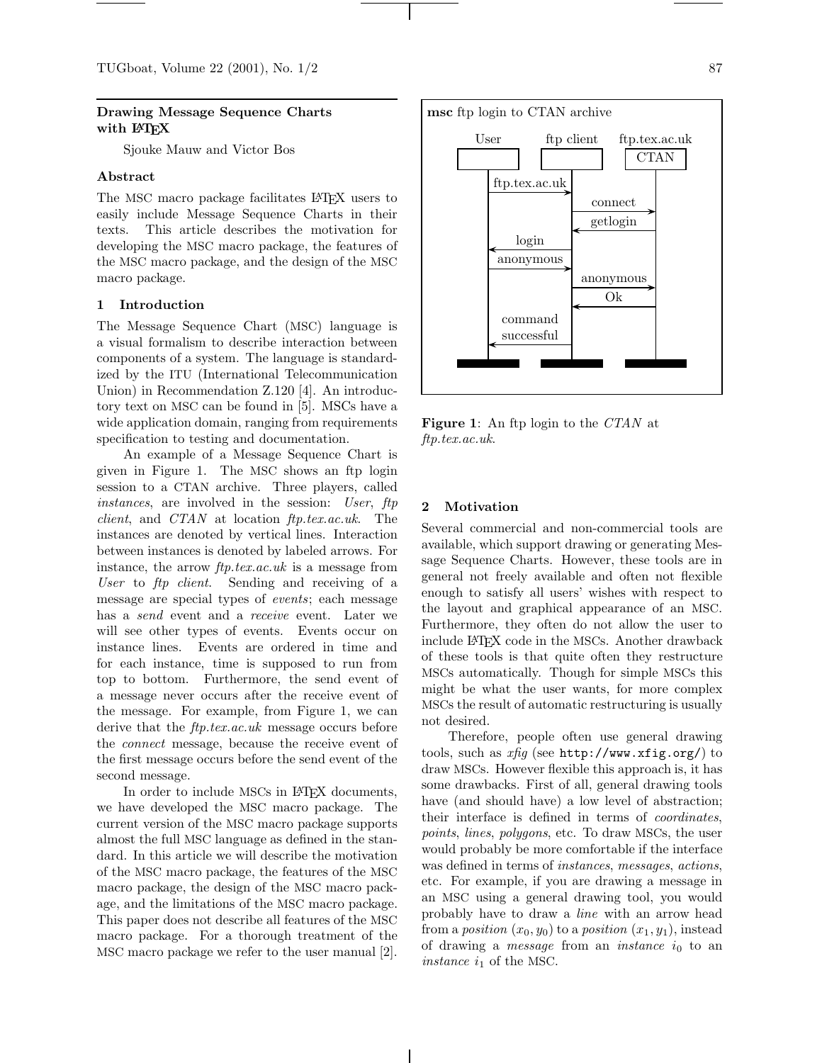## Drawing Message Sequence Charts with LaTeX

Sjouke Mauw and Victor Bos

### Abstract

The MSC macro package facilitates LaTeX users to easily include Message Sequence Charts in their texts. This article describes the motivation for developing the MSC macro package, the features of the MSC macro package, and the design of the MSC macro package.

### 1 Introduction

The Message Sequence Chart (MSC) language is a visual formalism to describe interaction between components of a system. The language is standardized by the ITU (International Telecommunication Union) in Recommendation Z.120 [4]. An introductory text on MSC can be found in [5]. MSCs have a wide application domain, ranging from requirements specification to testing and documentation.

An example of a Message Sequence Chart is given in Figure 1. The MSC shows an ftp login session to a CTAN archive. Three players, called *instances*, are involved in the session: *User*, *ftp client*, and *CTAN* at location *ftp.tex.ac.uk*. The instances are denoted by vertical lines. Interaction between instances is denoted by labeled arrows. For instance, the arrow *ftp.tex.ac.uk* is a message from *User* to *ftp client*. Sending and receiving of a message are special types of *events*; each message has a *send* event and a *receive* event. Later we will see other types of events. Events occur on instance lines. Events are ordered in time and for each instance, time is supposed to run from top to bottom. Furthermore, the send event of a message never occurs after the receive event of the message. For example, from Figure 1, we can derive that the *ftp.tex.ac.uk* message occurs before the *connect* message, because the receive event of the first message occurs before the send event of the second message.

In order to include MSCs in LaTeX documents, we have developed the MSC macro package. The current version of the MSC macro package supports almost the full MSC language as defined in the standard. In this article we will describe the motivation of the MSC macro package, the features of the MSC macro package, the design of the MSC macro package, and the limitations of the MSC macro package. This paper does not describe all features of the MSC macro package. For a thorough treatment of the MSC macro package we refer to the user manual [2].

**msc** ftp login to CTAN archive

User — ftp client — ftp.tex.ac.uk (CTAN)

- ftp.tex.ac.uk: User → ftp client
- connect: ftp client → CTAN
- getlogin: CTAN → ftp client
- login: ftp client → User
- anonymous: User → ftp client
- anonymous: ftp client → CTAN
- Ok: CTAN → ftp client
- command successful: ftp client → User

**Figure 1**: An ftp login to the *CTAN* at *ftp.tex.ac.uk*.

### 2 Motivation

Several commercial and non-commercial tools are available, which support drawing or generating Message Sequence Charts. However, these tools are in general not freely available and often not flexible enough to satisfy all users' wishes with respect to the layout and graphical appearance of an MSC. Furthermore, they often do not allow the user to include LaTeX code in the MSCs. Another drawback of these tools is that quite often they restructure MSCs automatically. Though for simple MSCs this might be what the user wants, for more complex MSCs the result of automatic restructuring is usually not desired.

Therefore, people often use general drawing tools, such as *xfig* (see `http://www.xfig.org/`) to draw MSCs. However flexible this approach is, it has some drawbacks. First of all, general drawing tools have (and should have) a low level of abstraction; their interface is defined in terms of *coordinates*, *points*, *lines*, *polygons*, etc. To draw MSCs, the user would probably be more comfortable if the interface was defined in terms of *instances*, *messages*, *actions*, etc. For example, if you are drawing a message in an MSC using a general drawing tool, you would probably have to draw a *line* with an arrow head from a *position* $(x_0, y_0)$ to a *position* $(x_1, y_1)$, instead of drawing a *message* from an *instance* $i_0$ to an *instance* $i_1$ of the MSC.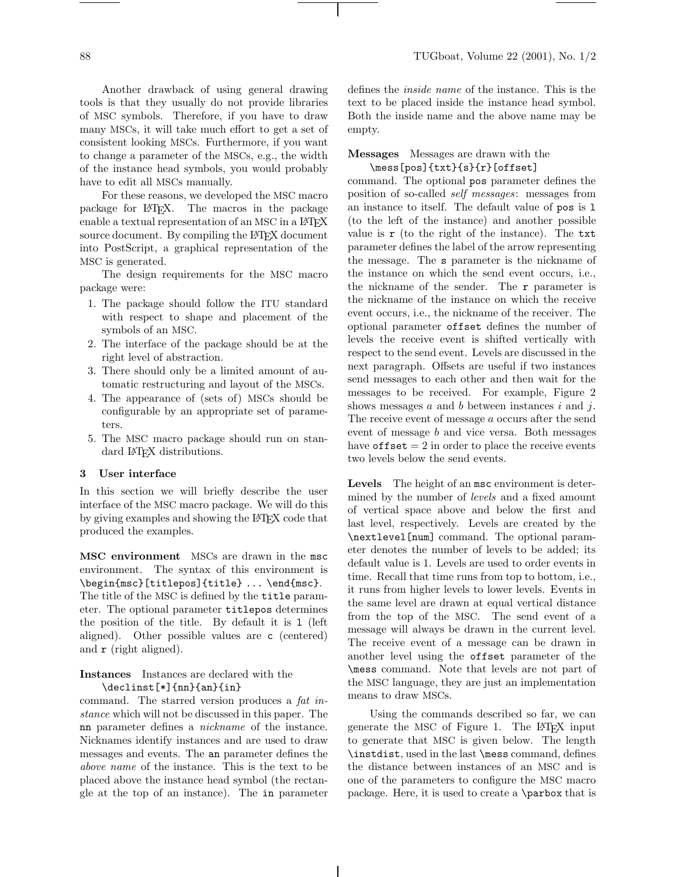Another drawback of using general drawing tools is that they usually do not provide libraries of MSC symbols. Therefore, if you have to draw many MSCs, it will take much effort to get a set of consistent looking MSCs. Furthermore, if you want to change a parameter of the MSCs, e.g., the width of the instance head symbols, you would probably have to edit all MSCs manually.

For these reasons, we developed the MSC macro package for LaTeX. The macros in the package enable a textual representation of an MSC in a LaTeX source document. By compiling the LaTeX document into PostScript, a graphical representation of the MSC is generated.

The design requirements for the MSC macro package were:

1. The package should follow the ITU standard with respect to shape and placement of the symbols of an MSC.
2. The interface of the package should be at the right level of abstraction.
3. There should only be a limited amount of automatic restructuring and layout of the MSCs.
4. The appearance of (sets of) MSCs should be configurable by an appropriate set of parameters.
5. The MSC macro package should run on standard LaTeX distributions.

## 3 User interface

In this section we will briefly describe the user interface of the MSC macro package. We will do this by giving examples and showing the LaTeX code that produced the examples.

**MSC environment** MSCs are drawn in the `msc` environment. The syntax of this environment is `\begin{msc}[titlepos]{title} ... \end{msc}`. The title of the MSC is defined by the `title` parameter. The optional parameter `titlepos` determines the position of the title. By default it is `l` (left aligned). Other possible values are `c` (centered) and `r` (right aligned).

**Instances** Instances are declared with the
`\declinst[*]{nn}{an}{in}`
command. The starred version produces a *fat instance* which will not be discussed in this paper. The `nn` parameter defines a *nickname* of the instance. Nicknames identify instances and are used to draw messages and events. The `an` parameter defines the *above name* of the instance. This is the text to be placed above the instance head symbol (the rectangle at the top of an instance). The `in` parameter defines the *inside name* of the instance. This is the text to be placed inside the instance head symbol. Both the inside name and the above name may be empty.

**Messages** Messages are drawn with the
`\mess[pos]{txt}{s}{r}[offset]`
command. The optional `pos` parameter defines the position of so-called *self messages*: messages from an instance to itself. The default value of `pos` is `l` (to the left of the instance) and another possible value is `r` (to the right of the instance). The `txt` parameter defines the label of the arrow representing the message. The `s` parameter is the nickname of the instance on which the send event occurs, i.e., the nickname of the sender. The `r` parameter is the nickname of the instance on which the receive event occurs, i.e., the nickname of the receiver. The optional parameter `offset` defines the number of levels the receive event is shifted vertically with respect to the send event. Levels are discussed in the next paragraph. Offsets are useful if two instances send messages to each other and then wait for the messages to be received. For example, Figure 2 shows messages $a$ and $b$ between instances $i$ and $j$. The receive event of message $a$ occurs after the send event of message $b$ and vice versa. Both messages have `offset` $= 2$ in order to place the receive events two levels below the send events.

**Levels** The height of an `msc` environment is determined by the number of *levels* and a fixed amount of vertical space above and below the first and last level, respectively. Levels are created by the `\nextlevel[num]` command. The optional parameter denotes the number of levels to be added; its default value is 1. Levels are used to order events in time. Recall that time runs from top to bottom, i.e., it runs from higher levels to lower levels. Events in the same level are drawn at equal vertical distance from the top of the MSC. The send event of a message will always be drawn in the current level. The receive event of a message can be drawn in another level using the `offset` parameter of the `\mess` command. Note that levels are not part of the MSC language, they are just an implementation means to draw MSCs.

Using the commands described so far, we can generate the MSC of Figure 1. The LaTeX input to generate that MSC is given below. The length `\instdist`, used in the last `\mess` command, defines the distance between instances of an MSC and is one of the parameters to configure the MSC macro package. Here, it is used to create a `\parbox` that is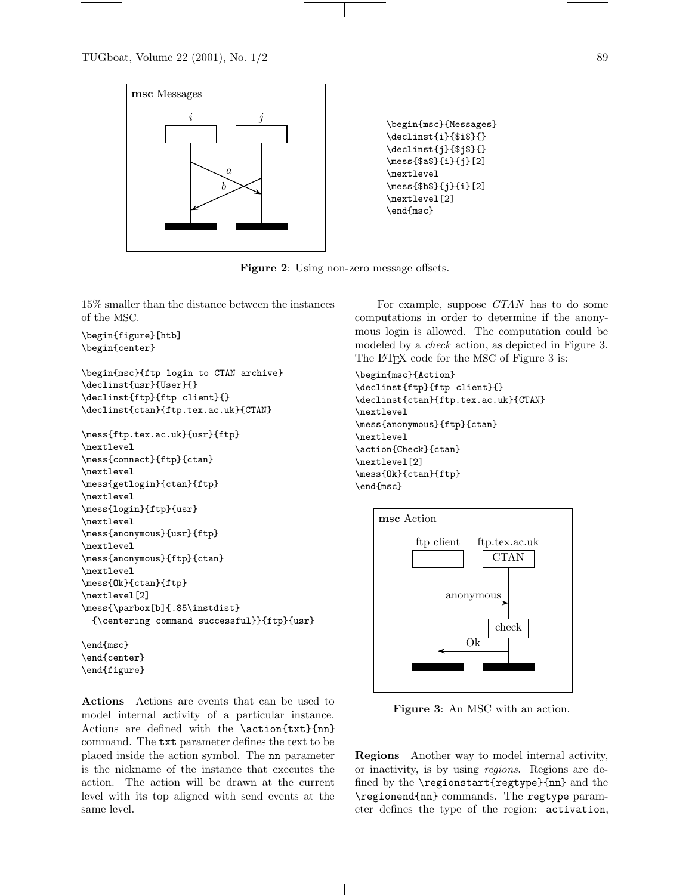```
\begin{msc}{Messages}
\declinst{i}{$i$}{}
\declinst{j}{$j$}{}
\mess{$a$}{i}{j}[2]
\nextlevel
\mess{$b$}{j}{i}[2]
\nextlevel[2]
\end{msc}
```

**Figure 2**: Using non-zero message offsets.

15% smaller than the distance between the instances of the MSC.

```
\begin{figure}[htb]
\begin{center}

\begin{msc}{ftp login to CTAN archive}
\declinst{usr}{User}{}
\declinst{ftp}{ftp client}{}
\declinst{ctan}{ftp.tex.ac.uk}{CTAN}

\mess{ftp.tex.ac.uk}{usr}{ftp}
\nextlevel
\mess{connect}{ftp}{ctan}
\nextlevel
\mess{getlogin}{ctan}{ftp}
\nextlevel
\mess{login}{ftp}{usr}
\nextlevel
\mess{anonymous}{usr}{ftp}
\nextlevel
\mess{anonymous}{ftp}{ctan}
\nextlevel
\mess{Ok}{ctan}{ftp}
\nextlevel[2]
\mess{\parbox[b]{.85\instdist}
  {\centering command successful}}{ftp}{usr}

\end{msc}
\end{center}
\end{figure}
```

**Actions** Actions are events that can be used to model internal activity of a particular instance. Actions are defined with the `\action{txt}{nn}` command. The `txt` parameter defines the text to be placed inside the action symbol. The `nn` parameter is the nickname of the instance that executes the action. The action will be drawn at the current level with its top aligned with send events at the same level.

For example, suppose *CTAN* has to do some computations in order to determine if the anonymous login is allowed. The computation could be modeled by a *check* action, as depicted in Figure 3. The LaTeX code for the MSC of Figure 3 is:

```
\begin{msc}{Action}
\declinst{ftp}{ftp client}{}
\declinst{ctan}{ftp.tex.ac.uk}{CTAN}
\nextlevel
\mess{anonymous}{ftp}{ctan}
\nextlevel
\action{Check}{ctan}
\nextlevel[2]
\mess{Ok}{ctan}{ftp}
\end{msc}
```

**Figure 3**: An MSC with an action.

**Regions** Another way to model internal activity, or inactivity, is by using *regions*. Regions are defined by the `\regionstart{regtype}{nn}` and the `\regionend{nn}` commands. The `regtype` parameter defines the type of the region: `activation`,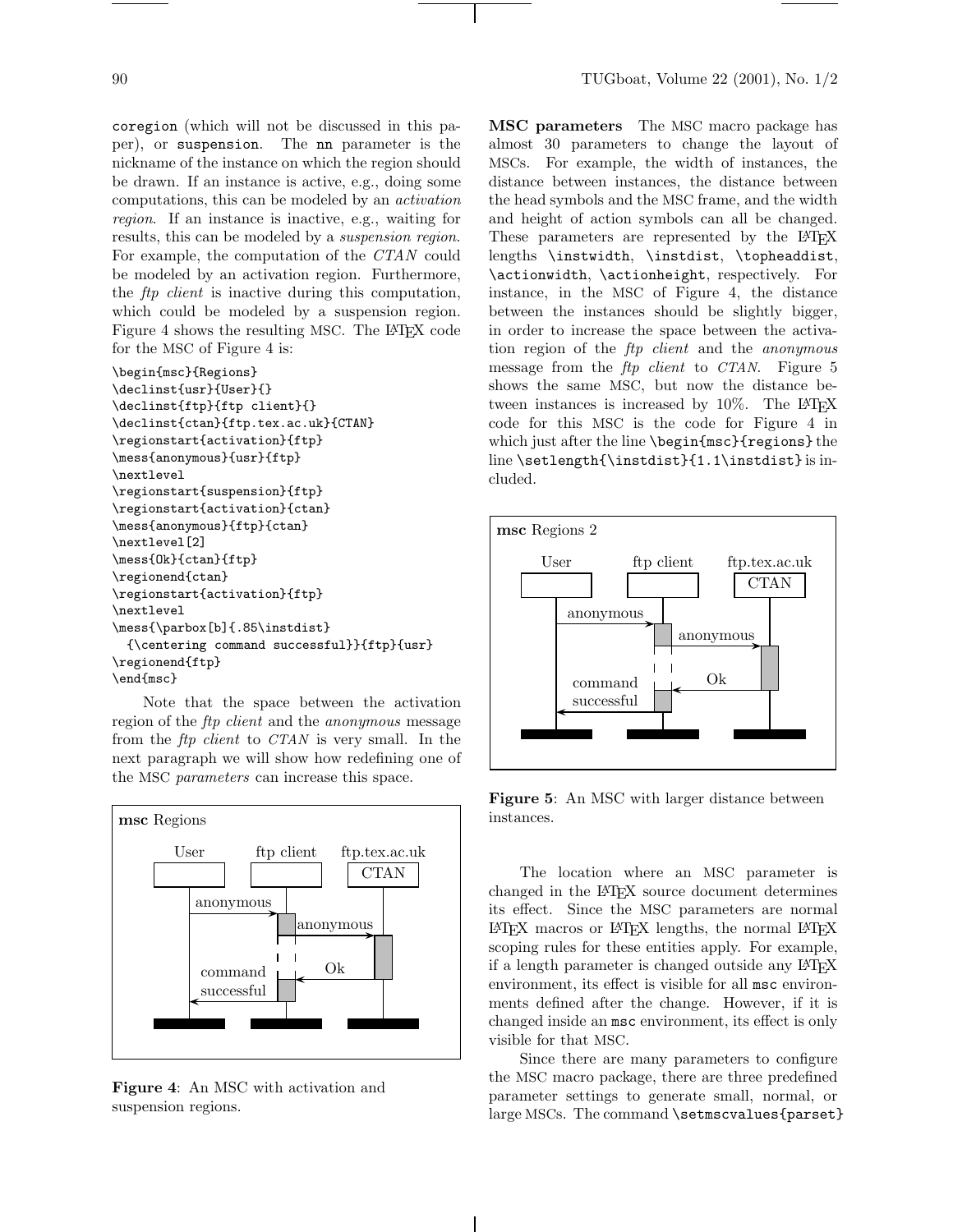coregion (which will not be discussed in this paper), or suspension. The nn parameter is the nickname of the instance on which the region should be drawn. If an instance is active, e.g., doing some computations, this can be modeled by an *activation region*. If an instance is inactive, e.g., waiting for results, this can be modeled by a *suspension region*. For example, the computation of the *CTAN* could be modeled by an activation region. Furthermore, the *ftp client* is inactive during this computation, which could be modeled by a suspension region. Figure 4 shows the resulting MSC. The LaTeX code for the MSC of Figure 4 is:

```
\begin{msc}{Regions}
\declinst{usr}{User}{}
\declinst{ftp}{ftp client}{}
\declinst{ctan}{ftp.tex.ac.uk}{CTAN}
\regionstart{activation}{ftp}
\mess{anonymous}{usr}{ftp}
\nextlevel
\regionstart{suspension}{ftp}
\regionstart{activation}{ctan}
\mess{anonymous}{ftp}{ctan}
\nextlevel[2]
\mess{Ok}{ctan}{ftp}
\regionend{ctan}
\regionstart{activation}{ftp}
\nextlevel
\mess{\parbox[b]{.85\instdist}
  {\centering command successful}}{ftp}{usr}
\regionend{ftp}
\end{msc}
```

Note that the space between the activation region of the *ftp client* and the *anonymous* message from the *ftp client* to *CTAN* is very small. In the next paragraph we will show how redefining one of the MSC *parameters* can increase this space.

**Figure 4**: An MSC with activation and suspension regions.

**MSC parameters** The MSC macro package has almost 30 parameters to change the layout of MSCs. For example, the width of instances, the distance between instances, the distance between the head symbols and the MSC frame, and the width and height of action symbols can all be changed. These parameters are represented by the LaTeX lengths `\instwidth`, `\instdist`, `\topheaddist`, `\actionwidth`, `\actionheight`, respectively. For instance, in the MSC of Figure 4, the distance between the instances should be slightly bigger, in order to increase the space between the activation region of the *ftp client* and the *anonymous* message from the *ftp client* to *CTAN*. Figure 5 shows the same MSC, but now the distance between instances is increased by 10%. The LaTeX code for this MSC is the code for Figure 4 in which just after the line `\begin{msc}{regions}` the line `\setlength{\instdist}{1.1\instdist}` is included.

**Figure 5**: An MSC with larger distance between instances.

The location where an MSC parameter is changed in the LaTeX source document determines its effect. Since the MSC parameters are normal LaTeX macros or LaTeX lengths, the normal LaTeX scoping rules for these entities apply. For example, if a length parameter is changed outside any LaTeX environment, its effect is visible for all msc environments defined after the change. However, if it is changed inside an msc environment, its effect is only visible for that MSC.

Since there are many parameters to configure the MSC macro package, there are three predefined parameter settings to generate small, normal, or large MSCs. The command `\setmscvalues{parset}`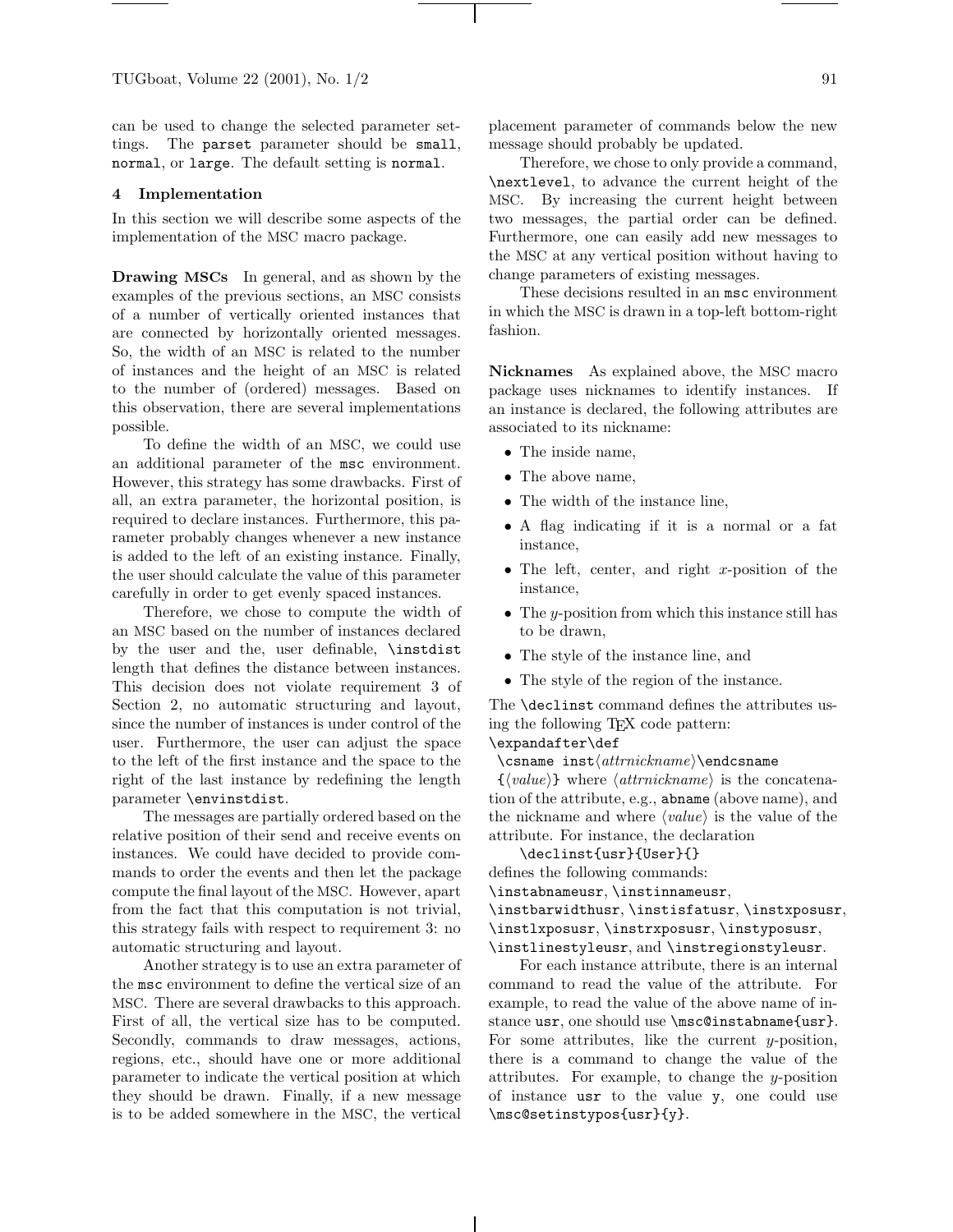can be used to change the selected parameter settings. The `parset` parameter should be `small`, `normal`, or `large`. The default setting is `normal`.

## 4 Implementation

In this section we will describe some aspects of the implementation of the MSC macro package.

**Drawing MSCs** In general, and as shown by the examples of the previous sections, an MSC consists of a number of vertically oriented instances that are connected by horizontally oriented messages. So, the width of an MSC is related to the number of instances and the height of an MSC is related to the number of (ordered) messages. Based on this observation, there are several implementations possible.

To define the width of an MSC, we could use an additional parameter of the `msc` environment. However, this strategy has some drawbacks. First of all, an extra parameter, the horizontal position, is required to declare instances. Furthermore, this parameter probably changes whenever a new instance is added to the left of an existing instance. Finally, the user should calculate the value of this parameter carefully in order to get evenly spaced instances.

Therefore, we chose to compute the width of an MSC based on the number of instances declared by the user and the, user definable, `\instdist` length that defines the distance between instances. This decision does not violate requirement 3 of Section 2, no automatic structuring and layout, since the number of instances is under control of the user. Furthermore, the user can adjust the space to the left of the first instance and the space to the right of the last instance by redefining the length parameter `\envinstdist`.

The messages are partially ordered based on the relative position of their send and receive events on instances. We could have decided to provide commands to order the events and then let the package compute the final layout of the MSC. However, apart from the fact that this computation is not trivial, this strategy fails with respect to requirement 3: no automatic structuring and layout.

Another strategy is to use an extra parameter of the `msc` environment to define the vertical size of an MSC. There are several drawbacks to this approach. First of all, the vertical size has to be computed. Secondly, commands to draw messages, actions, regions, etc., should have one or more additional parameter to indicate the vertical position at which they should be drawn. Finally, if a new message is to be added somewhere in the MSC, the vertical placement parameter of commands below the new message should probably be updated.

Therefore, we chose to only provide a command, `\nextlevel`, to advance the current height of the MSC. By increasing the current height between two messages, the partial order can be defined. Furthermore, one can easily add new messages to the MSC at any vertical position without having to change parameters of existing messages.

These decisions resulted in an `msc` environment in which the MSC is drawn in a top-left bottom-right fashion.

**Nicknames** As explained above, the MSC macro package uses nicknames to identify instances. If an instance is declared, the following attributes are associated to its nickname:

- The inside name,
- The above name,
- The width of the instance line,
- A flag indicating if it is a normal or a fat instance,
- The left, center, and right $x$-position of the instance,
- The $y$-position from which this instance still has to be drawn,
- The style of the instance line, and
- The style of the region of the instance.

The `\declinst` command defines the attributes using the following TEX code pattern:
`\expandafter\def`
`\csname inst`⟨*attrnickname*⟩`\endcsname`
`{`⟨*value*⟩`}` where ⟨*attrnickname*⟩ is the concatenation of the attribute, e.g., `abname` (above name), and the nickname and where ⟨*value*⟩ is the value of the attribute. For instance, the declaration

`\declinst{usr}{User}{}`

defines the following commands:
`\instabnameusr`, `\instinnameusr`, `\instbarwidthusr`, `\instisfatusr`, `\instxposusr`, `\instlxposusr`, `\instrxposusr`, `\instyposusr`, `\instlinestyleusr`, and `\instregionstyleusr`.

For each instance attribute, there is an internal command to read the value of the attribute. For example, to read the value of the above name of instance `usr`, one should use `\msc@instabname{usr}`. For some attributes, like the current $y$-position, there is a command to change the value of the attributes. For example, to change the $y$-position of instance `usr` to the value `y`, one could use `\msc@setinstypos{usr}{y}`.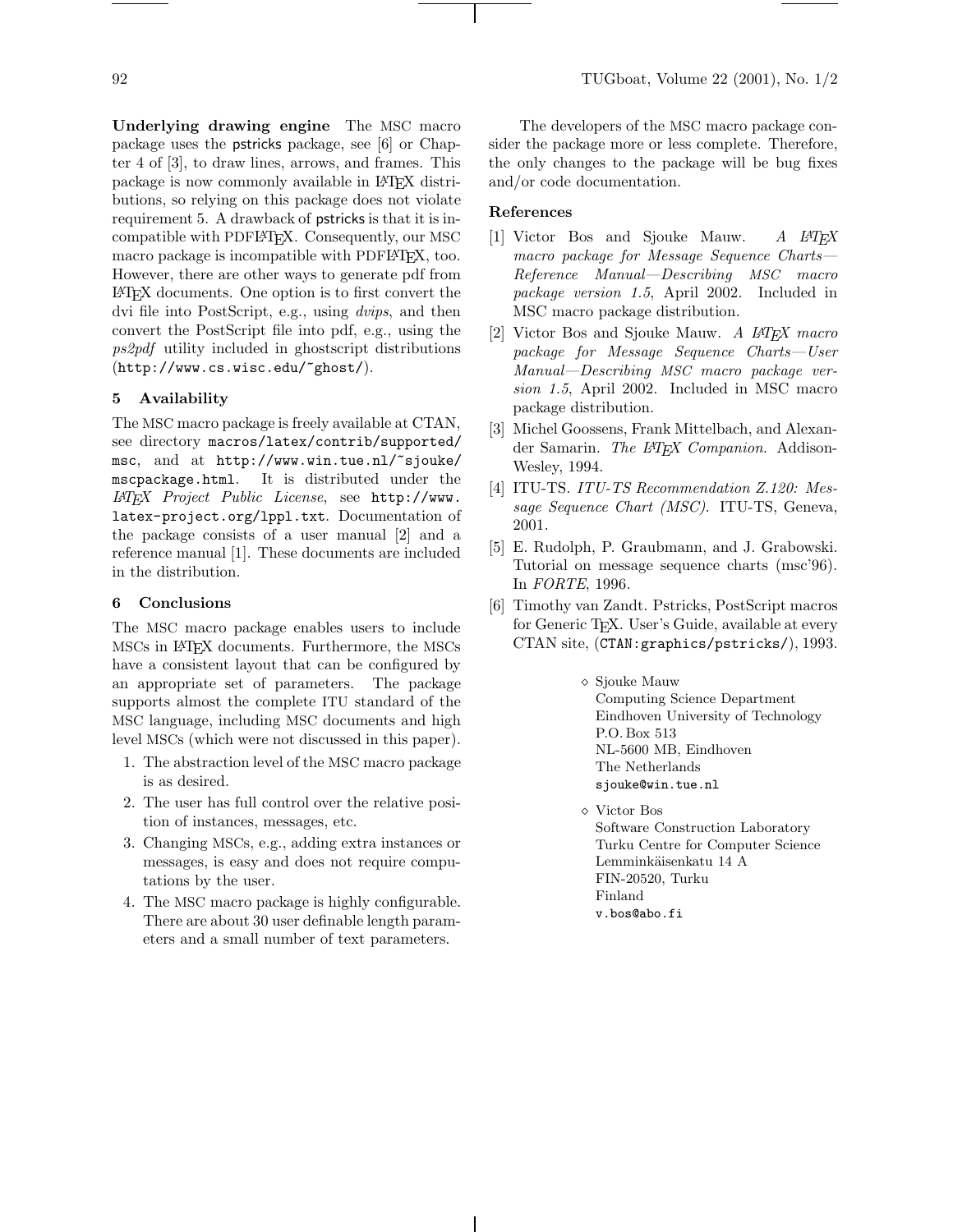**Underlying drawing engine** The MSC macro package uses the pstricks package, see [6] or Chapter 4 of [3], to draw lines, arrows, and frames. This package is now commonly available in LaTeX distributions, so relying on this package does not violate requirement 5. A drawback of pstricks is that it is incompatible with PDFLaTeX. Consequently, our MSC macro package is incompatible with PDFLaTeX, too. However, there are other ways to generate pdf from LaTeX documents. One option is to first convert the dvi file into PostScript, e.g., using *dvips*, and then convert the PostScript file into pdf, e.g., using the *ps2pdf* utility included in ghostscript distributions (`http://www.cs.wisc.edu/~ghost/`).

## 5 Availability

The MSC macro package is freely available at CTAN, see directory `macros/latex/contrib/supported/msc`, and at `http://www.win.tue.nl/~sjouke/mscpackage.html`. It is distributed under the *LaTeX Project Public License*, see `http://www.latex-project.org/lppl.txt`. Documentation of the package consists of a user manual [2] and a reference manual [1]. These documents are included in the distribution.

## 6 Conclusions

The MSC macro package enables users to include MSCs in LaTeX documents. Furthermore, the MSCs have a consistent layout that can be configured by an appropriate set of parameters. The package supports almost the complete ITU standard of the MSC language, including MSC documents and high level MSCs (which were not discussed in this paper).

1. The abstraction level of the MSC macro package is as desired.
2. The user has full control over the relative position of instances, messages, etc.
3. Changing MSCs, e.g., adding extra instances or messages, is easy and does not require computations by the user.
4. The MSC macro package is highly configurable. There are about 30 user definable length parameters and a small number of text parameters.

The developers of the MSC macro package consider the package more or less complete. Therefore, the only changes to the package will be bug fixes and/or code documentation.

### References

[1] Victor Bos and Sjouke Mauw. *A LaTeX macro package for Message Sequence Charts—Reference Manual—Describing MSC macro package version 1.5*, April 2002. Included in MSC macro package distribution.

[2] Victor Bos and Sjouke Mauw. *A LaTeX macro package for Message Sequence Charts—User Manual—Describing MSC macro package version 1.5*, April 2002. Included in MSC macro package distribution.

[3] Michel Goossens, Frank Mittelbach, and Alexander Samarin. *The LaTeX Companion*. Addison-Wesley, 1994.

[4] ITU-TS. *ITU-TS Recommendation Z.120: Message Sequence Chart (MSC)*. ITU-TS, Geneva, 2001.

[5] E. Rudolph, P. Graubmann, and J. Grabowski. Tutorial on message sequence charts (msc'96). In *FORTE*, 1996.

[6] Timothy van Zandt. Pstricks, PostScript macros for Generic TeX. User's Guide, available at every CTAN site, (`CTAN:graphics/pstricks/`), 1993.

◇ Sjouke Mauw
Computing Science Department
Eindhoven University of Technology
P.O. Box 513
NL-5600 MB, Eindhoven
The Netherlands
`sjouke@win.tue.nl`

◇ Victor Bos
Software Construction Laboratory
Turku Centre for Computer Science
Lemminkäisenkatu 14 A
FIN-20520, Turku
Finland
`v.bos@abo.fi`